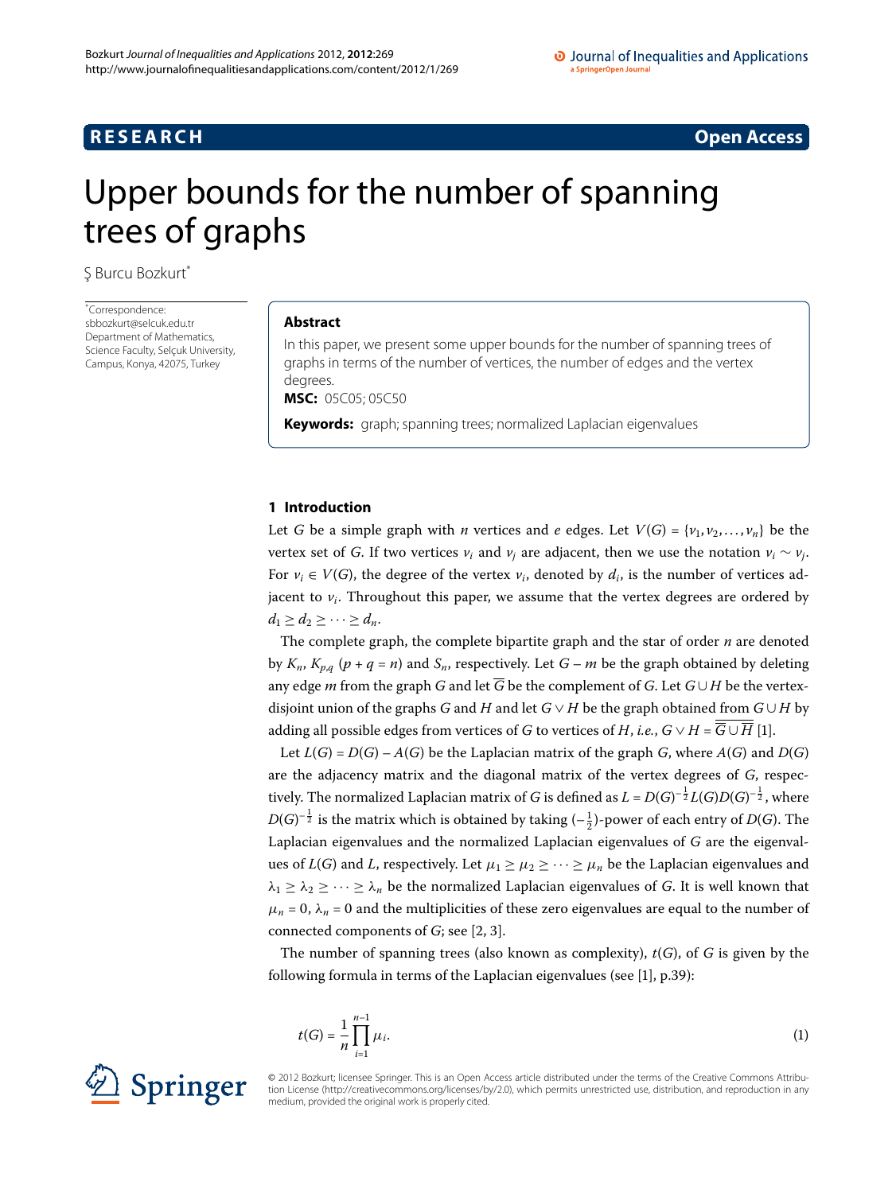**RESEARCH** **Open Access**

# Upper bounds for the number of spanning trees of graphs

Ş Burcu Bozkurt*

*Correspondence: sbbozkurt@selcuk.edu.tr
Department of Mathematics, Science Faculty, Selçuk University, Campus, Konya, 42075, Turkey

## Abstract

In this paper, we present some upper bounds for the number of spanning trees of graphs in terms of the number of vertices, the number of edges and the vertex degrees.

**MSC:** 05C05; 05C50

**Keywords:** graph; spanning trees; normalized Laplacian eigenvalues

## 1 Introduction

Let $G$ be a simple graph with $n$ vertices and $e$ edges. Let $V(G) = \{v_1, v_2, \ldots, v_n\}$ be the vertex set of $G$. If two vertices $v_i$ and $v_j$ are adjacent, then we use the notation $v_i \sim v_j$. For $v_i \in V(G)$, the degree of the vertex $v_i$, denoted by $d_i$, is the number of vertices adjacent to $v_i$. Throughout this paper, we assume that the vertex degrees are ordered by $d_1 \geq d_2 \geq \cdots \geq d_n$.

The complete graph, the complete bipartite graph and the star of order $n$ are denoted by $K_n$, $K_{p,q}$ ($p + q = n$) and $S_n$, respectively. Let $G - m$ be the graph obtained by deleting any edge $m$ from the graph $G$ and let $\overline{G}$ be the complement of $G$. Let $G \cup H$ be the vertex-disjoint union of the graphs $G$ and $H$ and let $G \vee H$ be the graph obtained from $G \cup H$ by adding all possible edges from vertices of $G$ to vertices of $H$, *i.e.*, $G \vee H = \overline{\overline{G} \cup \overline{H}}$ [1].

Let $L(G) = D(G) - A(G)$ be the Laplacian matrix of the graph $G$, where $A(G)$ and $D(G)$ are the adjacency matrix and the diagonal matrix of the vertex degrees of $G$, respectively. The normalized Laplacian matrix of $G$ is defined as $L = D(G)^{-\frac{1}{2}} L(G) D(G)^{-\frac{1}{2}}$, where $D(G)^{-\frac{1}{2}}$ is the matrix which is obtained by taking $(-\frac{1}{2})$-power of each entry of $D(G)$. The Laplacian eigenvalues and the normalized Laplacian eigenvalues of $G$ are the eigenvalues of $L(G)$ and $L$, respectively. Let $\mu_1 \geq \mu_2 \geq \cdots \geq \mu_n$ be the Laplacian eigenvalues and $\lambda_1 \geq \lambda_2 \geq \cdots \geq \lambda_n$ be the normalized Laplacian eigenvalues of $G$. It is well known that $\mu_n = 0$, $\lambda_n = 0$ and the multiplicities of these zero eigenvalues are equal to the number of connected components of $G$; see [2, 3].

The number of spanning trees (also known as complexity), $t(G)$, of $G$ is given by the following formula in terms of the Laplacian eigenvalues (see [1], p.39):

$$t(G) = \frac{1}{n} \prod_{i=1}^{n-1} \mu_i. \tag{1}$$

© 2012 Bozkurt; licensee Springer. This is an Open Access article distributed under the terms of the Creative Commons Attribution License (http://creativecommons.org/licenses/by/2.0), which permits unrestricted use, distribution, and reproduction in any medium, provided the original work is properly cited.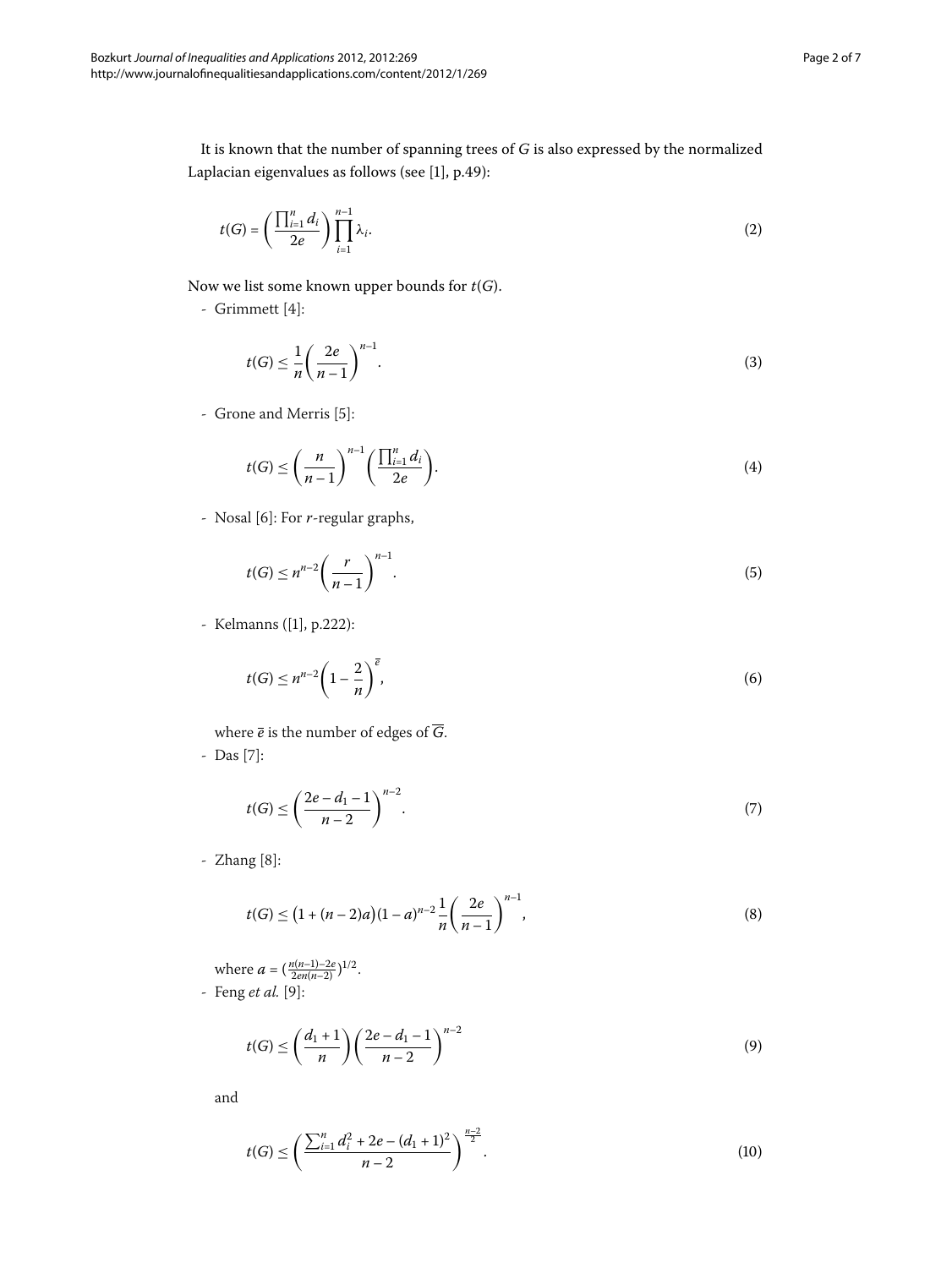It is known that the number of spanning trees of $G$ is also expressed by the normalized Laplacian eigenvalues as follows (see [1], p.49):

$$t(G) = \left(\frac{\prod_{i=1}^{n} d_i}{2e}\right) \prod_{i=1}^{n-1} \lambda_i. \tag{2}$$

Now we list some known upper bounds for $t(G)$.

- Grimmett [4]:

$$t(G) \le \frac{1}{n}\left(\frac{2e}{n-1}\right)^{n-1}. \tag{3}$$

- Grone and Merris [5]:

$$t(G) \le \left(\frac{n}{n-1}\right)^{n-1}\left(\frac{\prod_{i=1}^{n} d_i}{2e}\right). \tag{4}$$

- Nosal [6]: For $r$-regular graphs,

$$t(G) \le n^{n-2}\left(\frac{r}{n-1}\right)^{n-1}. \tag{5}$$

- Kelmanns ([1], p.222):

$$t(G) \le n^{n-2}\left(1 - \frac{2}{n}\right)^{\overline{e}}, \tag{6}$$

where $\overline{e}$ is the number of edges of $\overline{G}$.

- Das [7]:

$$t(G) \le \left(\frac{2e - d_1 - 1}{n-2}\right)^{n-2}. \tag{7}$$

- Zhang [8]:

$$t(G) \le \big(1 + (n-2)a\big)(1-a)^{n-2}\frac{1}{n}\left(\frac{2e}{n-1}\right)^{n-1}, \tag{8}$$

where $a = \left(\frac{n(n-1)-2e}{2en(n-2)}\right)^{1/2}$.

- Feng *et al.* [9]:

$$t(G) \le \left(\frac{d_1 + 1}{n}\right)\left(\frac{2e - d_1 - 1}{n-2}\right)^{n-2} \tag{9}$$

and

$$t(G) \le \left(\frac{\sum_{i=1}^{n} d_i^2 + 2e - (d_1+1)^2}{n-2}\right)^{\frac{n-2}{2}}. \tag{10}$$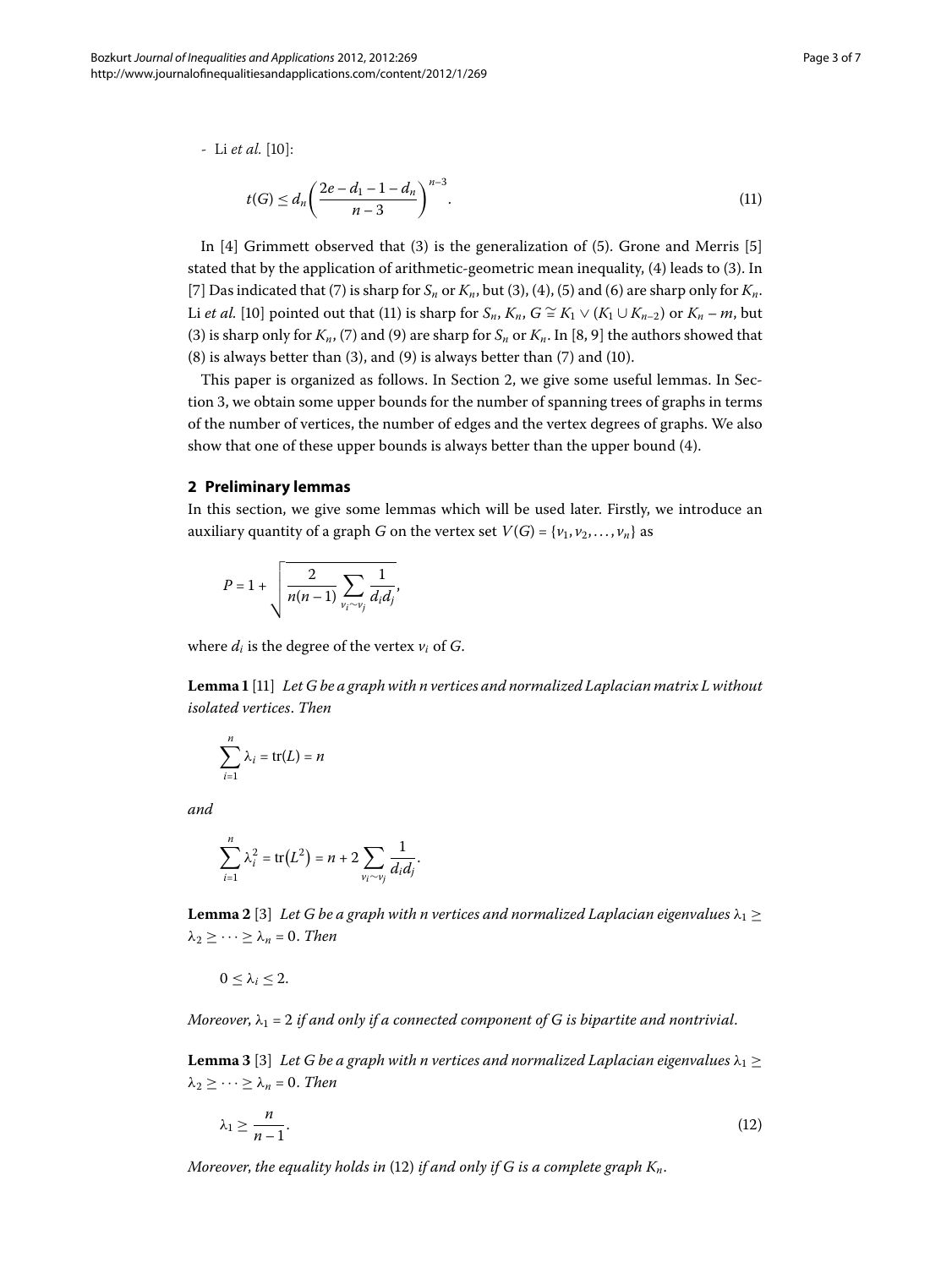- Li *et al.* [10]:

$$t(G) \le d_n \left( \frac{2e - d_1 - 1 - d_n}{n-3} \right)^{n-3}. \tag{11}$$

In [4] Grimmett observed that (3) is the generalization of (5). Grone and Merris [5] stated that by the application of arithmetic-geometric mean inequality, (4) leads to (3). In [7] Das indicated that (7) is sharp for $S_n$ or $K_n$, but (3), (4), (5) and (6) are sharp only for $K_n$. Li *et al.* [10] pointed out that (11) is sharp for $S_n$, $K_n$, $G \cong K_1 \vee (K_1 \cup K_{n-2})$ or $K_n - m$, but (3) is sharp only for $K_n$, (7) and (9) are sharp for $S_n$ or $K_n$. In [8, 9] the authors showed that (8) is always better than (3), and (9) is always better than (7) and (10).

This paper is organized as follows. In Section 2, we give some useful lemmas. In Section 3, we obtain some upper bounds for the number of spanning trees of graphs in terms of the number of vertices, the number of edges and the vertex degrees of graphs. We also show that one of these upper bounds is always better than the upper bound (4).

## 2 Preliminary lemmas

In this section, we give some lemmas which will be used later. Firstly, we introduce an auxiliary quantity of a graph $G$ on the vertex set $V(G) = \{v_1, v_2, \ldots, v_n\}$ as

$$P = 1 + \sqrt{\frac{2}{n(n-1)} \sum_{v_i \sim v_j} \frac{1}{d_i d_j}},$$

where $d_i$ is the degree of the vertex $v_i$ of $G$.

**Lemma 1** [11] *Let $G$ be a graph with $n$ vertices and normalized Laplacian matrix $L$ without isolated vertices. Then*

$$\sum_{i=1}^{n} \lambda_i = \operatorname{tr}(L) = n$$

*and*

$$\sum_{i=1}^{n} \lambda_i^2 = \operatorname{tr}(L^2) = n + 2 \sum_{v_i \sim v_j} \frac{1}{d_i d_j}.$$

**Lemma 2** [3] *Let $G$ be a graph with $n$ vertices and normalized Laplacian eigenvalues $\lambda_1 \ge \lambda_2 \ge \cdots \ge \lambda_n = 0$. Then*

$$0 \le \lambda_i \le 2.$$

*Moreover, $\lambda_1 = 2$ if and only if a connected component of $G$ is bipartite and nontrivial.*

**Lemma 3** [3] *Let $G$ be a graph with $n$ vertices and normalized Laplacian eigenvalues $\lambda_1 \ge \lambda_2 \ge \cdots \ge \lambda_n = 0$. Then*

$$\lambda_1 \ge \frac{n}{n-1}. \tag{12}$$

*Moreover, the equality holds in (12) if and only if $G$ is a complete graph $K_n$.*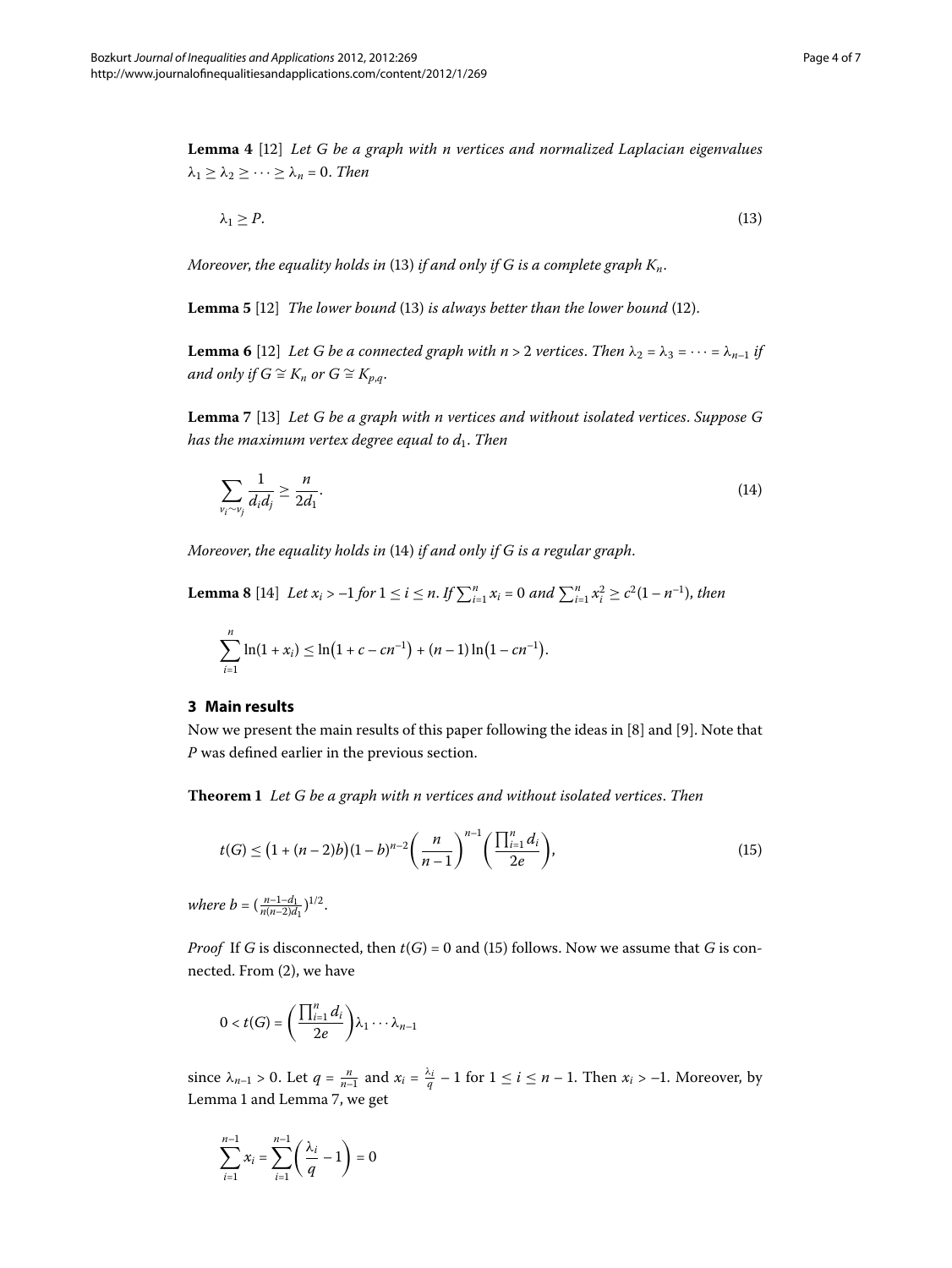**Lemma 4** [12] *Let G be a graph with n vertices and normalized Laplacian eigenvalues* $\lambda_1 \geq \lambda_2 \geq \cdots \geq \lambda_n = 0$. *Then*

$$\lambda_1 \geq P. \tag{13}$$

*Moreover, the equality holds in* (13) *if and only if G is a complete graph* $K_n$.

**Lemma 5** [12] *The lower bound* (13) *is always better than the lower bound* (12).

**Lemma 6** [12] *Let G be a connected graph with* $n > 2$ *vertices. Then* $\lambda_2 = \lambda_3 = \cdots = \lambda_{n-1}$ *if and only if* $G \cong K_n$ *or* $G \cong K_{p,q}$.

**Lemma 7** [13] *Let G be a graph with n vertices and without isolated vertices. Suppose G has the maximum vertex degree equal to* $d_1$. *Then*

$$\sum_{v_i \sim v_j} \frac{1}{d_i d_j} \geq \frac{n}{2d_1}. \tag{14}$$

*Moreover, the equality holds in* (14) *if and only if G is a regular graph.*

**Lemma 8** [14] *Let* $x_i > -1$ *for* $1 \leq i \leq n$. *If* $\sum_{i=1}^{n} x_i = 0$ *and* $\sum_{i=1}^{n} x_i^2 \geq c^2(1 - n^{-1})$, *then*

$$\sum_{i=1}^{n} \ln(1 + x_i) \leq \ln\bigl(1 + c - cn^{-1}\bigr) + (n-1)\ln\bigl(1 - cn^{-1}\bigr).$$

## 3 Main results

Now we present the main results of this paper following the ideas in [8] and [9]. Note that $P$ was defined earlier in the previous section.

**Theorem 1** *Let G be a graph with n vertices and without isolated vertices. Then*

$$t(G) \leq \bigl(1 + (n-2)b\bigr)(1-b)^{n-2}\left(\frac{n}{n-1}\right)^{n-1}\left(\frac{\prod_{i=1}^{n} d_i}{2e}\right), \tag{15}$$

*where* $b = \left(\frac{n-1-d_1}{n(n-2)d_1}\right)^{1/2}$.

*Proof* If $G$ is disconnected, then $t(G) = 0$ and (15) follows. Now we assume that $G$ is connected. From (2), we have

$$0 < t(G) = \left(\frac{\prod_{i=1}^{n} d_i}{2e}\right)\lambda_1 \cdots \lambda_{n-1}$$

since $\lambda_{n-1} > 0$. Let $q = \frac{n}{n-1}$ and $x_i = \frac{\lambda_i}{q} - 1$ for $1 \leq i \leq n-1$. Then $x_i > -1$. Moreover, by Lemma 1 and Lemma 7, we get

$$\sum_{i=1}^{n-1} x_i = \sum_{i=1}^{n-1}\left(\frac{\lambda_i}{q} - 1\right) = 0$$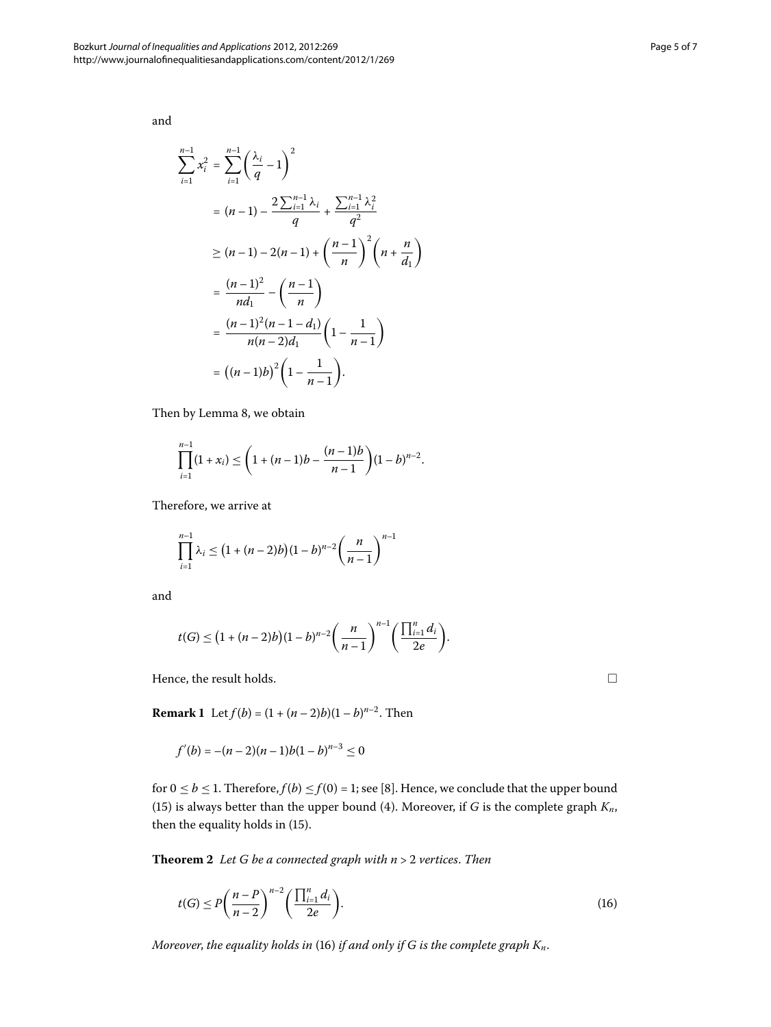and

$$
\begin{aligned}
\sum_{i=1}^{n-1} x_i^2 &= \sum_{i=1}^{n-1} \left(\frac{\lambda_i}{q} - 1\right)^2 \\
&= (n-1) - \frac{2\sum_{i=1}^{n-1} \lambda_i}{q} + \frac{\sum_{i=1}^{n-1} \lambda_i^2}{q^2} \\
&\geq (n-1) - 2(n-1) + \left(\frac{n-1}{n}\right)^2 \left(n + \frac{n}{d_1}\right) \\
&= \frac{(n-1)^2}{nd_1} - \left(\frac{n-1}{n}\right) \\
&= \frac{(n-1)^2(n-1-d_1)}{n(n-2)d_1} \left(1 - \frac{1}{n-1}\right) \\
&= \big((n-1)b\big)^2 \left(1 - \frac{1}{n-1}\right).
\end{aligned}
$$

Then by Lemma 8, we obtain

$$
\prod_{i=1}^{n-1} (1 + x_i) \leq \left(1 + (n-1)b - \frac{(n-1)b}{n-1}\right)(1-b)^{n-2}.
$$

Therefore, we arrive at

$$
\prod_{i=1}^{n-1} \lambda_i \leq \big(1 + (n-2)b\big)(1-b)^{n-2} \left(\frac{n}{n-1}\right)^{n-1}
$$

and

$$
t(G) \leq \big(1 + (n-2)b\big)(1-b)^{n-2} \left(\frac{n}{n-1}\right)^{n-1} \left(\frac{\prod_{i=1}^{n} d_i}{2e}\right).
$$

Hence, the result holds. □

**Remark 1** Let $f(b) = (1 + (n-2)b)(1-b)^{n-2}$. Then

$$
f'(b) = -(n-2)(n-1)b(1-b)^{n-3} \leq 0
$$

for $0 \leq b \leq 1$. Therefore, $f(b) \leq f(0) = 1$; see [8]. Hence, we conclude that the upper bound (15) is always better than the upper bound (4). Moreover, if $G$ is the complete graph $K_n$, then the equality holds in (15).

**Theorem 2** *Let $G$ be a connected graph with $n > 2$ vertices. Then*

$$
t(G) \leq P\left(\frac{n-P}{n-2}\right)^{n-2} \left(\frac{\prod_{i=1}^{n} d_i}{2e}\right). \tag{16}
$$

*Moreover, the equality holds in* (16) *if and only if $G$ is the complete graph $K_n$.*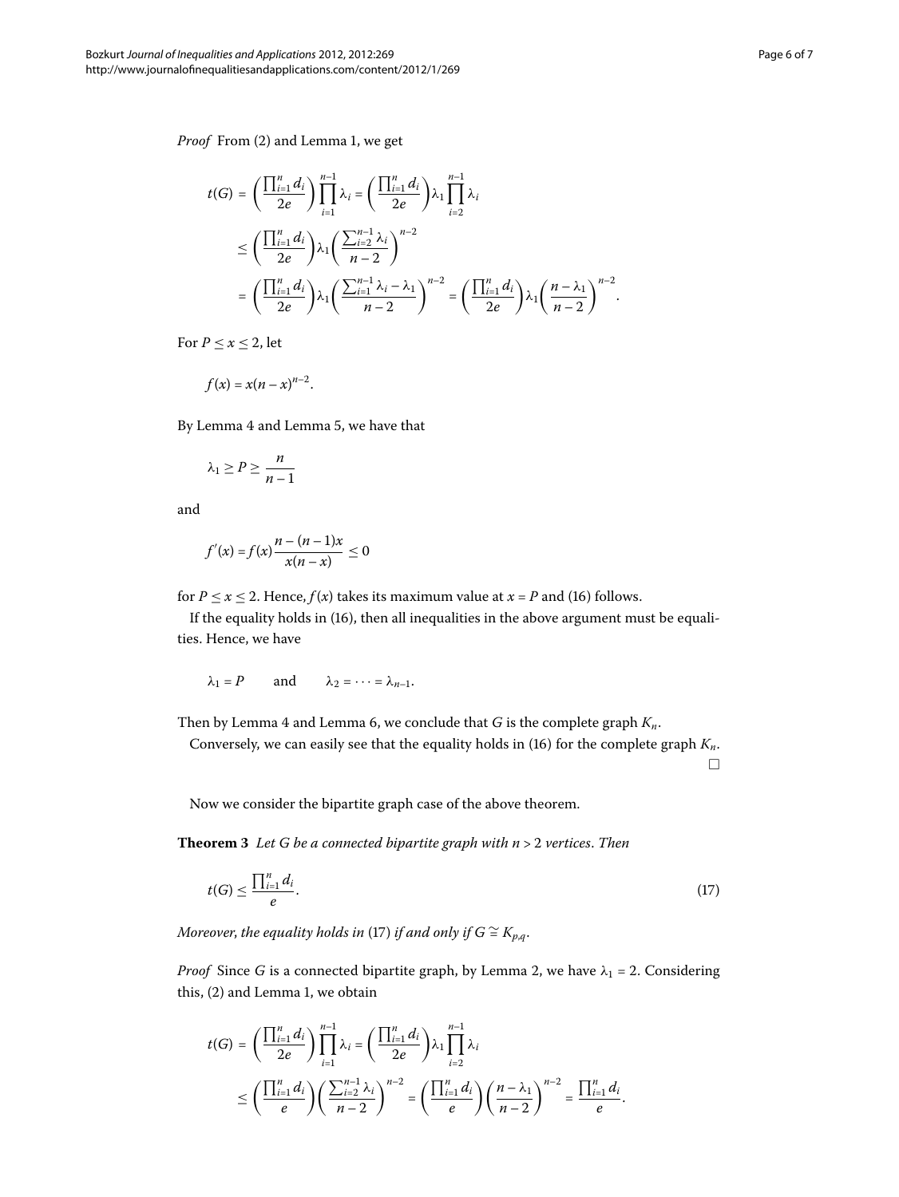*Proof* From (2) and Lemma 1, we get

$$
\begin{aligned}
t(G) &= \left(\frac{\prod_{i=1}^{n} d_i}{2e}\right)\prod_{i=1}^{n-1}\lambda_i = \left(\frac{\prod_{i=1}^{n} d_i}{2e}\right)\lambda_1\prod_{i=2}^{n-1}\lambda_i \\
&\leq \left(\frac{\prod_{i=1}^{n} d_i}{2e}\right)\lambda_1\left(\frac{\sum_{i=2}^{n-1}\lambda_i}{n-2}\right)^{n-2} \\
&= \left(\frac{\prod_{i=1}^{n} d_i}{2e}\right)\lambda_1\left(\frac{\sum_{i=1}^{n-1}\lambda_i - \lambda_1}{n-2}\right)^{n-2} = \left(\frac{\prod_{i=1}^{n} d_i}{2e}\right)\lambda_1\left(\frac{n-\lambda_1}{n-2}\right)^{n-2}.
\end{aligned}
$$

For $P \leq x \leq 2$, let

$$f(x) = x(n-x)^{n-2}.$$

By Lemma 4 and Lemma 5, we have that

$$\lambda_1 \geq P \geq \frac{n}{n-1}$$

and

$$f'(x) = f(x)\frac{n-(n-1)x}{x(n-x)} \leq 0$$

for $P \leq x \leq 2$. Hence, $f(x)$ takes its maximum value at $x = P$ and (16) follows.

If the equality holds in (16), then all inequalities in the above argument must be equalities. Hence, we have

$$\lambda_1 = P \qquad \text{and} \qquad \lambda_2 = \cdots = \lambda_{n-1}.$$

Then by Lemma 4 and Lemma 6, we conclude that $G$ is the complete graph $K_n$.

Conversely, we can easily see that the equality holds in (16) for the complete graph $K_n$. □

Now we consider the bipartite graph case of the above theorem.

**Theorem 3** *Let $G$ be a connected bipartite graph with $n > 2$ vertices. Then*

$$t(G) \leq \frac{\prod_{i=1}^{n} d_i}{e}. \tag{17}$$

*Moreover, the equality holds in* (17) *if and only if $G \cong K_{p,q}$.*

*Proof* Since $G$ is a connected bipartite graph, by Lemma 2, we have $\lambda_1 = 2$. Considering this, (2) and Lemma 1, we obtain

$$
\begin{aligned}
t(G) &= \left(\frac{\prod_{i=1}^{n} d_i}{2e}\right)\prod_{i=1}^{n-1}\lambda_i = \left(\frac{\prod_{i=1}^{n} d_i}{2e}\right)\lambda_1\prod_{i=2}^{n-1}\lambda_i \\
&\leq \left(\frac{\prod_{i=1}^{n} d_i}{e}\right)\left(\frac{\sum_{i=2}^{n-1}\lambda_i}{n-2}\right)^{n-2} = \left(\frac{\prod_{i=1}^{n} d_i}{e}\right)\left(\frac{n-\lambda_1}{n-2}\right)^{n-2} = \frac{\prod_{i=1}^{n} d_i}{e}.
\end{aligned}
$$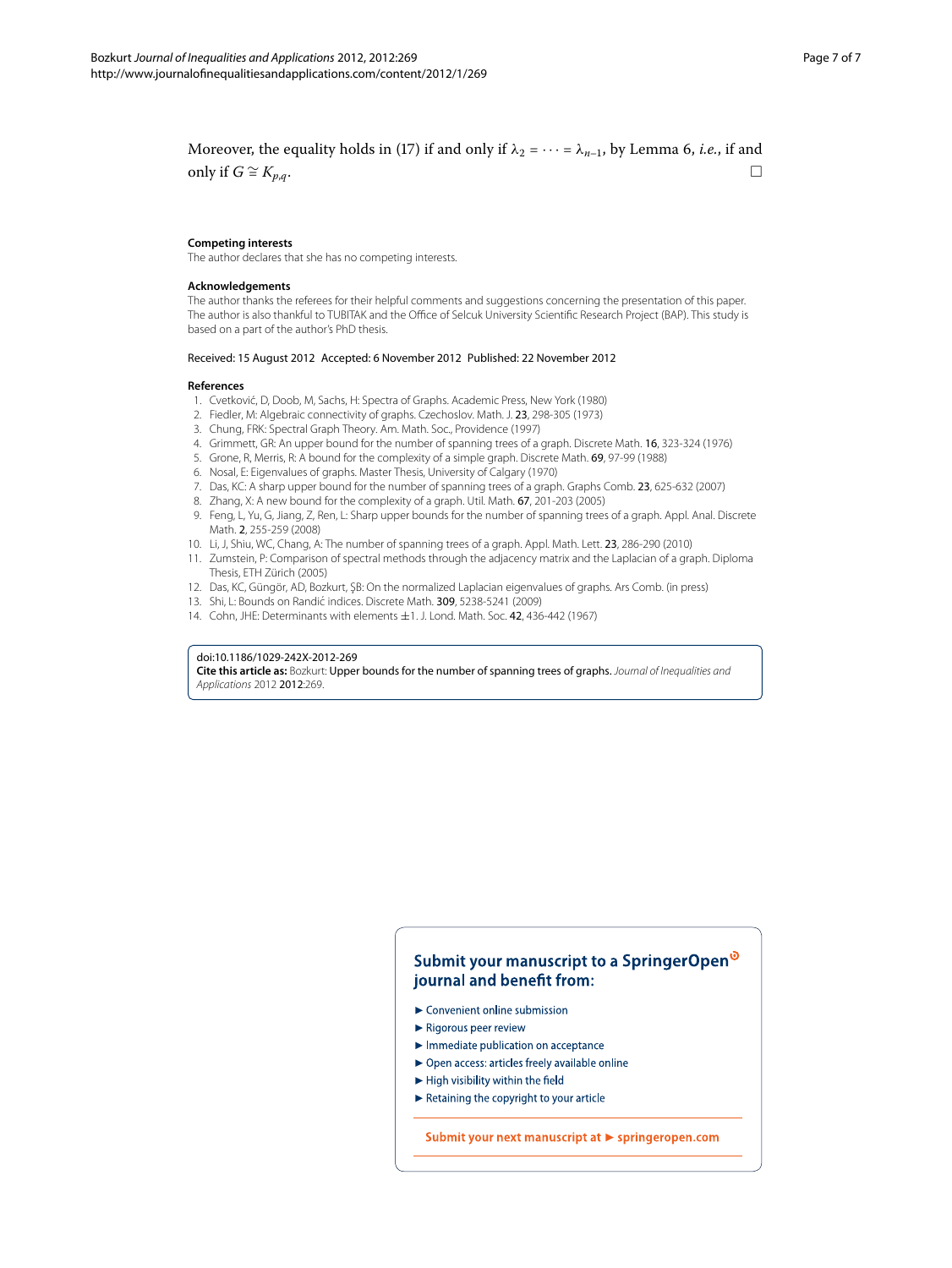Moreover, the equality holds in (17) if and only if $\lambda_2 = \cdots = \lambda_{n-1}$, by Lemma 6, *i.e.*, if and only if $G \cong K_{p,q}$. □

**Competing interests**

The author declares that she has no competing interests.

**Acknowledgements**

The author thanks the referees for their helpful comments and suggestions concerning the presentation of this paper. The author is also thankful to TUBITAK and the Office of Selcuk University Scientific Research Project (BAP). This study is based on a part of the author's PhD thesis.

Received: 15 August 2012 Accepted: 6 November 2012 Published: 22 November 2012

**References**

1. Cvetković, D, Doob, M, Sachs, H: Spectra of Graphs. Academic Press, New York (1980)
2. Fiedler, M: Algebraic connectivity of graphs. Czechoslov. Math. J. **23**, 298-305 (1973)
3. Chung, FRK: Spectral Graph Theory. Am. Math. Soc., Providence (1997)
4. Grimmett, GR: An upper bound for the number of spanning trees of a graph. Discrete Math. **16**, 323-324 (1976)
5. Grone, R, Merris, R: A bound for the complexity of a simple graph. Discrete Math. **69**, 97-99 (1988)
6. Nosal, E: Eigenvalues of graphs. Master Thesis, University of Calgary (1970)
7. Das, KC: A sharp upper bound for the number of spanning trees of a graph. Graphs Comb. **23**, 625-632 (2007)
8. Zhang, X: A new bound for the complexity of a graph. Util. Math. **67**, 201-203 (2005)
9. Feng, L, Yu, G, Jiang, Z, Ren, L: Sharp upper bounds for the number of spanning trees of a graph. Appl. Anal. Discrete Math. **2**, 255-259 (2008)
10. Li, J, Shiu, WC, Chang, A: The number of spanning trees of a graph. Appl. Math. Lett. **23**, 286-290 (2010)
11. Zumstein, P: Comparison of spectral methods through the adjacency matrix and the Laplacian of a graph. Diploma Thesis, ETH Zürich (2005)
12. Das, KC, Güngör, AD, Bozkurt, ŞB: On the normalized Laplacian eigenvalues of graphs. Ars Comb. (in press)
13. Shi, L: Bounds on Randić indices. Discrete Math. **309**, 5238-5241 (2009)
14. Cohn, JHE: Determinants with elements ±1. J. Lond. Math. Soc. **42**, 436-442 (1967)

doi:10.1186/1029-242X-2012-269

**Cite this article as:** Bozkurt: Upper bounds for the number of spanning trees of graphs. *Journal of Inequalities and Applications* 2012 **2012**:269.

**Submit your manuscript to a SpringerOpen journal and benefit from:**

- ► Convenient online submission
- ► Rigorous peer review
- ► Immediate publication on acceptance
- ► Open access: articles freely available online
- ► High visibility within the field
- ► Retaining the copyright to your article

**Submit your next manuscript at ► springeropen.com**